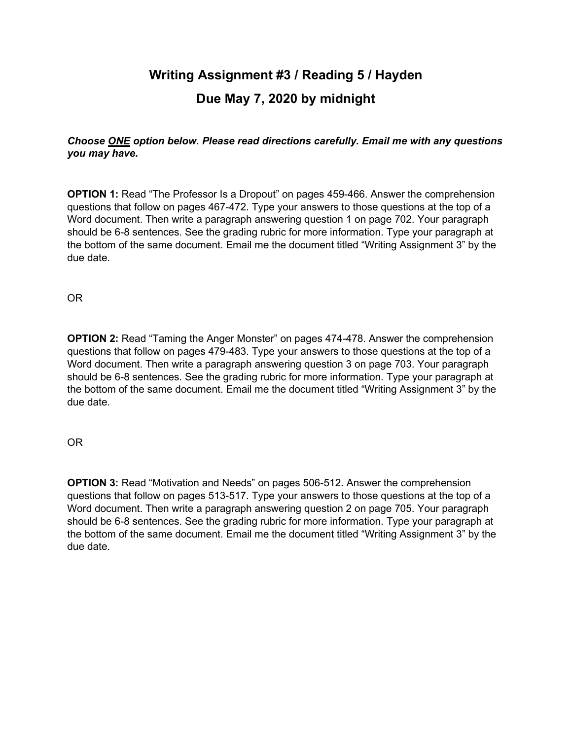# Writing Assignment #3 / Reading 5 / Hayden

## Due May 7, 2020 by midnight

***Choose <u>ONE</u> option below. Please read directions carefully. Email me with any questions you may have.***

**OPTION 1:** Read "The Professor Is a Dropout" on pages 459-466. Answer the comprehension questions that follow on pages 467-472. Type your answers to those questions at the top of a Word document. Then write a paragraph answering question 1 on page 702. Your paragraph should be 6-8 sentences. See the grading rubric for more information. Type your paragraph at the bottom of the same document. Email me the document titled "Writing Assignment 3" by the due date.

OR

**OPTION 2:** Read "Taming the Anger Monster" on pages 474-478. Answer the comprehension questions that follow on pages 479-483. Type your answers to those questions at the top of a Word document. Then write a paragraph answering question 3 on page 703. Your paragraph should be 6-8 sentences. See the grading rubric for more information. Type your paragraph at the bottom of the same document. Email me the document titled "Writing Assignment 3" by the due date.

OR

**OPTION 3:** Read "Motivation and Needs" on pages 506-512. Answer the comprehension questions that follow on pages 513-517. Type your answers to those questions at the top of a Word document. Then write a paragraph answering question 2 on page 705. Your paragraph should be 6-8 sentences. See the grading rubric for more information. Type your paragraph at the bottom of the same document. Email me the document titled "Writing Assignment 3" by the due date.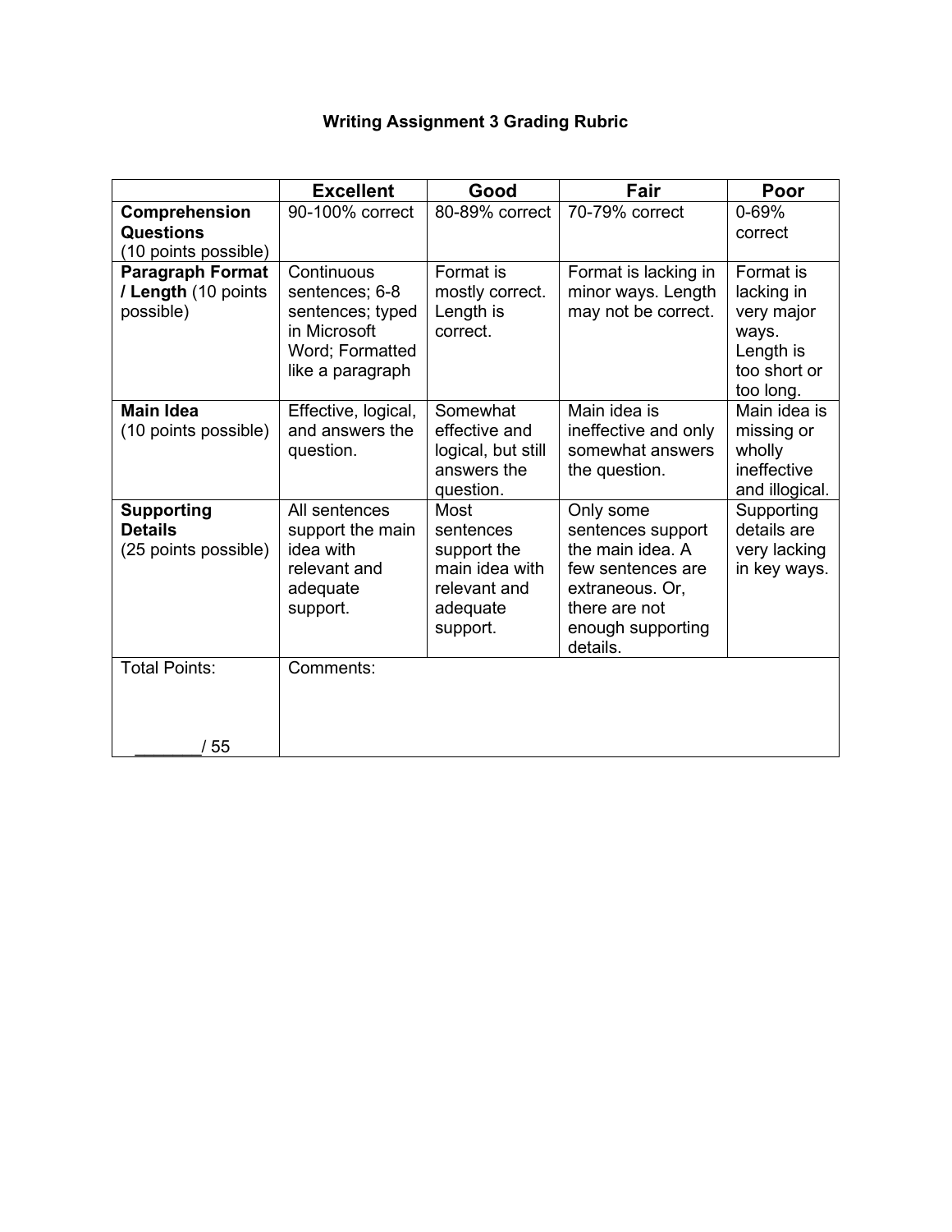# Writing Assignment 3 Grading Rubric

| | Excellent | Good | Fair | Poor |
|---|---|---|---|---|
| **Comprehension Questions** (10 points possible) | 90-100% correct | 80-89% correct | 70-79% correct | 0-69% correct |
| **Paragraph Format / Length** (10 points possible) | Continuous sentences; 6-8 sentences; typed in Microsoft Word; Formatted like a paragraph | Format is mostly correct. Length is correct. | Format is lacking in minor ways. Length may not be correct. | Format is lacking in very major ways. Length is too short or too long. |
| **Main Idea** (10 points possible) | Effective, logical, and answers the question. | Somewhat effective and logical, but still answers the question. | Main idea is ineffective and only somewhat answers the question. | Main idea is missing or wholly ineffective and illogical. |
| **Supporting Details** (25 points possible) | All sentences support the main idea with relevant and adequate support. | Most sentences support the main idea with relevant and adequate support. | Only some sentences support the main idea. A few sentences are extraneous. Or, there are not enough supporting details. | Supporting details are very lacking in key ways. |
| Total Points: _______/ 55 | Comments: | | | |